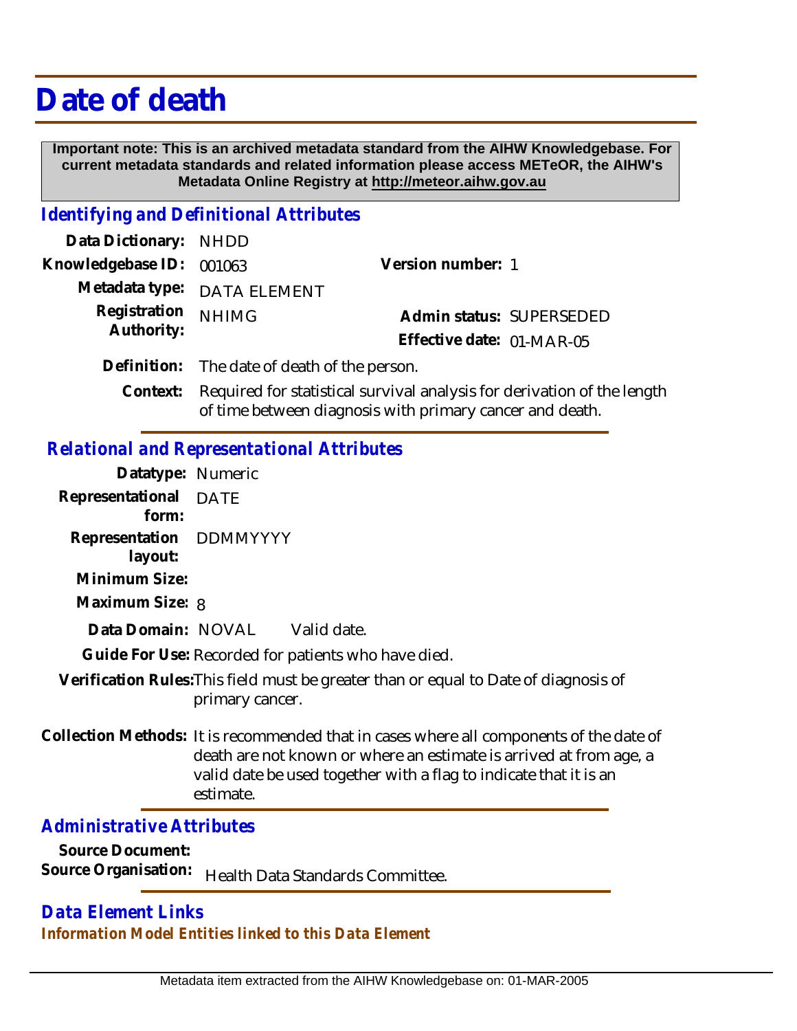# Date of death

**Important note: This is an archived metadata standard from the AIHW Knowledgebase. For current metadata standards and related information please access METeOR, the AIHW's Metadata Online Registry at http://meteor.aihw.gov.au**

## *Identifying and Definitional Attributes*

**Data Dictionary:** NHDD

**Knowledgebase ID:** 001063

**Version number:** 1

**Metadata type:** DATA ELEMENT

**Registration Authority:** NHIMG

**Admin status:** SUPERSEDED

**Effective date:** 01-MAR-05

**Definition:** The date of death of the person.

**Context:** Required for statistical survival analysis for derivation of the length of time between diagnosis with primary cancer and death.

## *Relational and Representational Attributes*

**Datatype:** Numeric

**Representational form:** DATE

**Representation layout:** DDMMYYYY

**Minimum Size:**

**Maximum Size:** 8

**Data Domain:** NOVAL Valid date.

**Guide For Use:** Recorded for patients who have died.

**Verification Rules:** This field must be greater than or equal to Date of diagnosis of primary cancer.

**Collection Methods:** It is recommended that in cases where all components of the date of death are not known or where an estimate is arrived at from age, a valid date be used together with a flag to indicate that it is an estimate.

## *Administrative Attributes*

**Source Document:**

**Source Organisation:** Health Data Standards Committee.

## *Data Element Links*

### *Information Model Entities linked to this Data Element*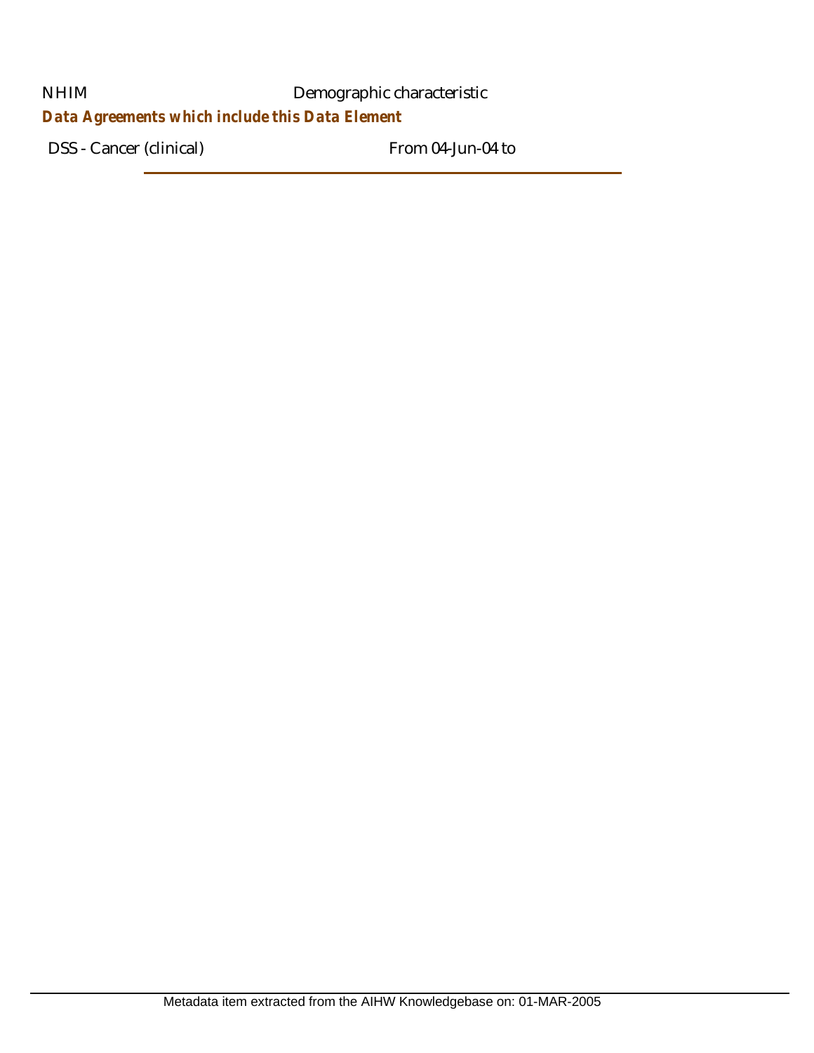NHIM Demographic characteristic

### *Data Agreements which include this Data Element*

| | |
|---|---|
| DSS - Cancer (clinical) | From 04-Jun-04 to |

Metadata item extracted from the AIHW Knowledgebase on: 01-MAR-2005